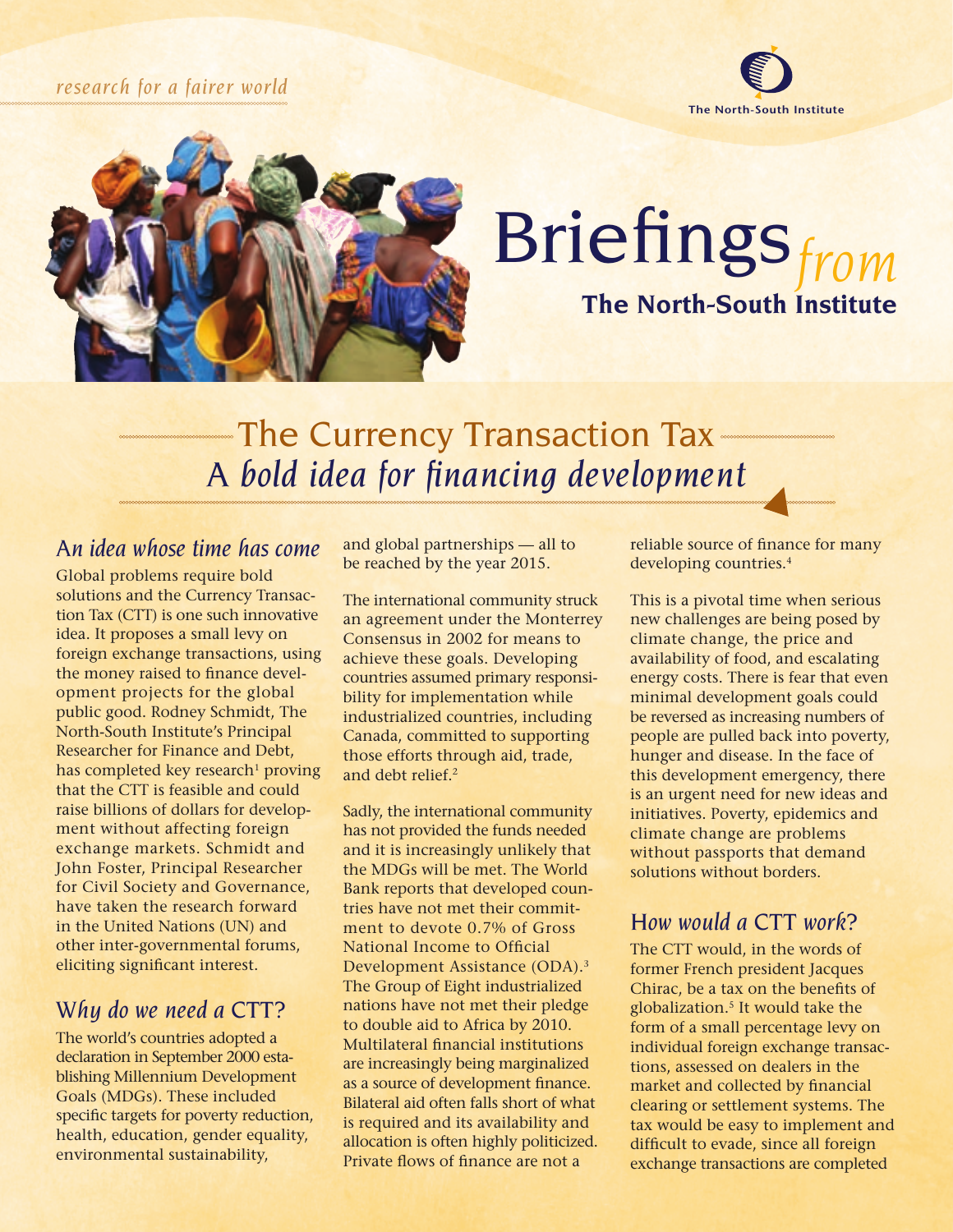*research for a fairer world*

The North-South Institute

# Briefings *from* The North-South Institute

## The Currency Transaction Tax
## A *bold idea for financing development*

### An *idea whose time has come*

Global problems require bold solutions and the Currency Transaction Tax (CTT) is one such innovative idea. It proposes a small levy on foreign exchange transactions, using the money raised to finance development projects for the global public good. Rodney Schmidt, The North-South Institute's Principal Researcher for Finance and Debt, has completed key research[1] proving that the CTT is feasible and could raise billions of dollars for development without affecting foreign exchange markets. Schmidt and John Foster, Principal Researcher for Civil Society and Governance, have taken the research forward in the United Nations (UN) and other inter-governmental forums, eliciting significant interest.

### *Why do we need a* CTT?

The world's countries adopted a declaration in September 2000 establishing Millennium Development Goals (MDGs). These included specific targets for poverty reduction, health, education, gender equality, environmental sustainability, and global partnerships — all to be reached by the year 2015.

The international community struck an agreement under the Monterrey Consensus in 2002 for means to achieve these goals. Developing countries assumed primary responsibility for implementation while industrialized countries, including Canada, committed to supporting those efforts through aid, trade, and debt relief.[2]

Sadly, the international community has not provided the funds needed and it is increasingly unlikely that the MDGs will be met. The World Bank reports that developed countries have not met their commitment to devote 0.7% of Gross National Income to Official Development Assistance (ODA).[3] The Group of Eight industrialized nations have not met their pledge to double aid to Africa by 2010. Multilateral financial institutions are increasingly being marginalized as a source of development finance. Bilateral aid often falls short of what is required and its availability and allocation is often highly politicized. Private flows of finance are not a reliable source of finance for many developing countries.[4]

This is a pivotal time when serious new challenges are being posed by climate change, the price and availability of food, and escalating energy costs. There is fear that even minimal development goals could be reversed as increasing numbers of people are pulled back into poverty, hunger and disease. In the face of this development emergency, there is an urgent need for new ideas and initiatives. Poverty, epidemics and climate change are problems without passports that demand solutions without borders.

### *How would a* CTT *work?*

The CTT would, in the words of former French president Jacques Chirac, be a tax on the benefits of globalization.[5] It would take the form of a small percentage levy on individual foreign exchange transactions, assessed on dealers in the market and collected by financial clearing or settlement systems. The tax would be easy to implement and difficult to evade, since all foreign exchange transactions are completed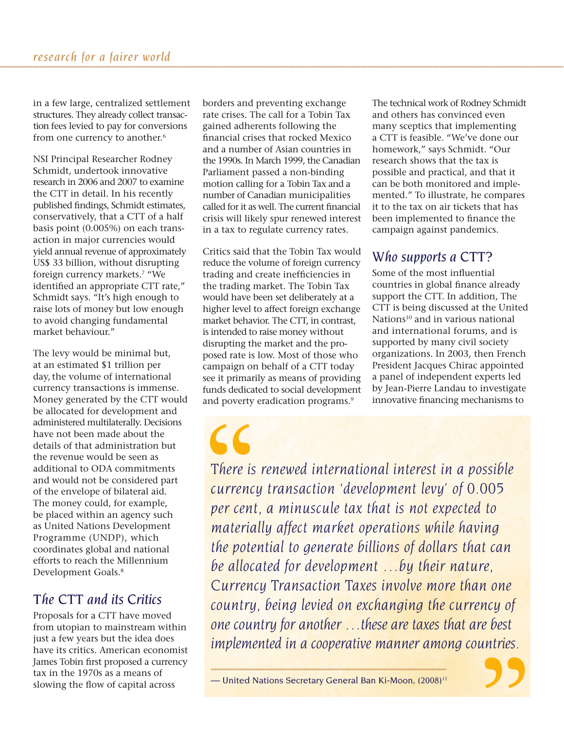in a few large, centralized settlement structures. They already collect transaction fees levied to pay for conversions from one currency to another.[6]

NSI Principal Researcher Rodney Schmidt, undertook innovative research in 2006 and 2007 to examine the CTT in detail. In his recently published findings, Schmidt estimates, conservatively, that a CTT of a half basis point (0.005%) on each transaction in major currencies would yield annual revenue of approximately US$ 33 billion, without disrupting foreign currency markets.[7] "We identified an appropriate CTT rate," Schmidt says. "It's high enough to raise lots of money but low enough to avoid changing fundamental market behaviour."

The levy would be minimal but, at an estimated $1 trillion per day, the volume of international currency transactions is immense. Money generated by the CTT would be allocated for development and administered multilaterally. Decisions have not been made about the details of that administration but the revenue would be seen as additional to ODA commitments and would not be considered part of the envelope of bilateral aid. The money could, for example, be placed within an agency such as United Nations Development Programme (UNDP), which coordinates global and national efforts to reach the Millennium Development Goals.[8]

## The CTT and its Critics

Proposals for a CTT have moved from utopian to mainstream within just a few years but the idea does have its critics. American economist James Tobin first proposed a currency tax in the 1970s as a means of slowing the flow of capital across borders and preventing exchange rate crises. The call for a Tobin Tax gained adherents following the financial crises that rocked Mexico and a number of Asian countries in the 1990s. In March 1999, the Canadian Parliament passed a non-binding motion calling for a Tobin Tax and a number of Canadian municipalities called for it as well. The current financial crisis will likely spur renewed interest in a tax to regulate currency rates.

Critics said that the Tobin Tax would reduce the volume of foreign currency trading and create inefficiencies in the trading market. The Tobin Tax would have been set deliberately at a higher level to affect foreign exchange market behavior. The CTT, in contrast, is intended to raise money without disrupting the market and the proposed rate is low. Most of those who campaign on behalf of a CTT today see it primarily as means of providing funds dedicated to social development and poverty eradication programs.[9]

The technical work of Rodney Schmidt and others has convinced even many sceptics that implementing a CTT is feasible. "We've done our homework," says Schmidt. "Our research shows that the tax is possible and practical, and that it can be both monitored and implemented." To illustrate, he compares it to the tax on air tickets that has been implemented to finance the campaign against pandemics.

## Who supports a CTT?

Some of the most influential countries in global finance already support the CTT. In addition, The CTT is being discussed at the United Nations[10] and in various national and international forums, and is supported by many civil society organizations. In 2003, then French President Jacques Chirac appointed a panel of independent experts led by Jean-Pierre Landau to investigate innovative financing mechanisms to

> *There is renewed international interest in a possible currency transaction 'development levy' of 0.005 per cent, a minuscule tax that is not expected to materially affect market operations while having the potential to generate billions of dollars that can be allocated for development …by their nature, Currency Transaction Taxes involve more than one country, being levied on exchanging the currency of one country for another …these are taxes that are best implemented in a cooperative manner among countries.*
>
> — United Nations Secretary General Ban Ki-Moon, (2008)[11]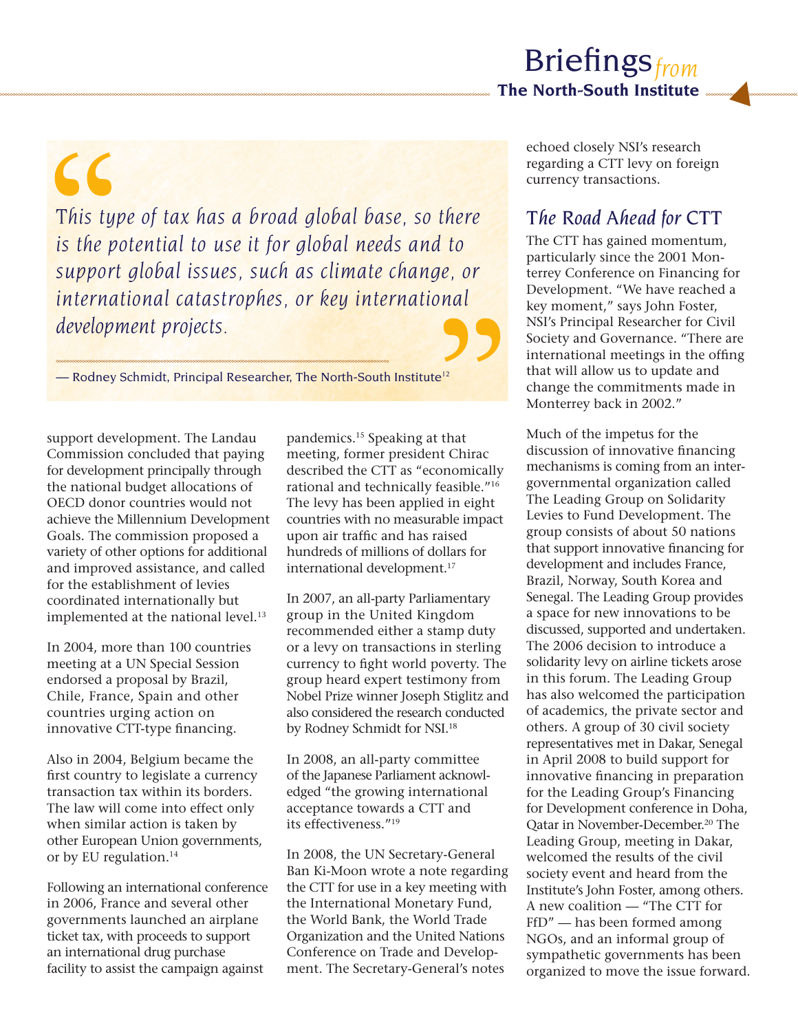> *This type of tax has a broad global base, so there is the potential to use it for global needs and to support global issues, such as climate change, or international catastrophes, or key international development projects.*
>
> — Rodney Schmidt, Principal Researcher, The North-South Institute[12]

support development. The Landau Commission concluded that paying for development principally through the national budget allocations of OECD donor countries would not achieve the Millennium Development Goals. The commission proposed a variety of other options for additional and improved assistance, and called for the establishment of levies coordinated internationally but implemented at the national level.[13]

In 2004, more than 100 countries meeting at a UN Special Session endorsed a proposal by Brazil, Chile, France, Spain and other countries urging action on innovative CTT-type financing.

Also in 2004, Belgium became the first country to legislate a currency transaction tax within its borders. The law will come into effect only when similar action is taken by other European Union governments, or by EU regulation.[14]

Following an international conference in 2006, France and several other governments launched an airplane ticket tax, with proceeds to support an international drug purchase facility to assist the campaign against pandemics.[15] Speaking at that meeting, former president Chirac described the CTT as "economically rational and technically feasible."[16] The levy has been applied in eight countries with no measurable impact upon air traffic and has raised hundreds of millions of dollars for international development.[17]

In 2007, an all-party Parliamentary group in the United Kingdom recommended either a stamp duty or a levy on transactions in sterling currency to fight world poverty. The group heard expert testimony from Nobel Prize winner Joseph Stiglitz and also considered the research conducted by Rodney Schmidt for NSI.[18]

In 2008, an all-party committee of the Japanese Parliament acknowledged "the growing international acceptance towards a CTT and its effectiveness."[19]

In 2008, the UN Secretary-General Ban Ki-Moon wrote a note regarding the CTT for use in a key meeting with the International Monetary Fund, the World Bank, the World Trade Organization and the United Nations Conference on Trade and Development. The Secretary-General's notes echoed closely NSI's research regarding a CTT levy on foreign currency transactions.

## The Road Ahead for CTT

The CTT has gained momentum, particularly since the 2001 Monterrey Conference on Financing for Development. "We have reached a key moment," says John Foster, NSI's Principal Researcher for Civil Society and Governance. "There are international meetings in the offing that will allow us to update and change the commitments made in Monterrey back in 2002."

Much of the impetus for the discussion of innovative financing mechanisms is coming from an intergovernmental organization called The Leading Group on Solidarity Levies to Fund Development. The group consists of about 50 nations that support innovative financing for development and includes France, Brazil, Norway, South Korea and Senegal. The Leading Group provides a space for new innovations to be discussed, supported and undertaken. The 2006 decision to introduce a solidarity levy on airline tickets arose in this forum. The Leading Group has also welcomed the participation of academics, the private sector and others. A group of 30 civil society representatives met in Dakar, Senegal in April 2008 to build support for innovative financing in preparation for the Leading Group's Financing for Development conference in Doha, Qatar in November-December.[20] The Leading Group, meeting in Dakar, welcomed the results of the civil society event and heard from the Institute's John Foster, among others. A new coalition — "The CTT for FfD" — has been formed among NGOs, and an informal group of sympathetic governments has been organized to move the issue forward.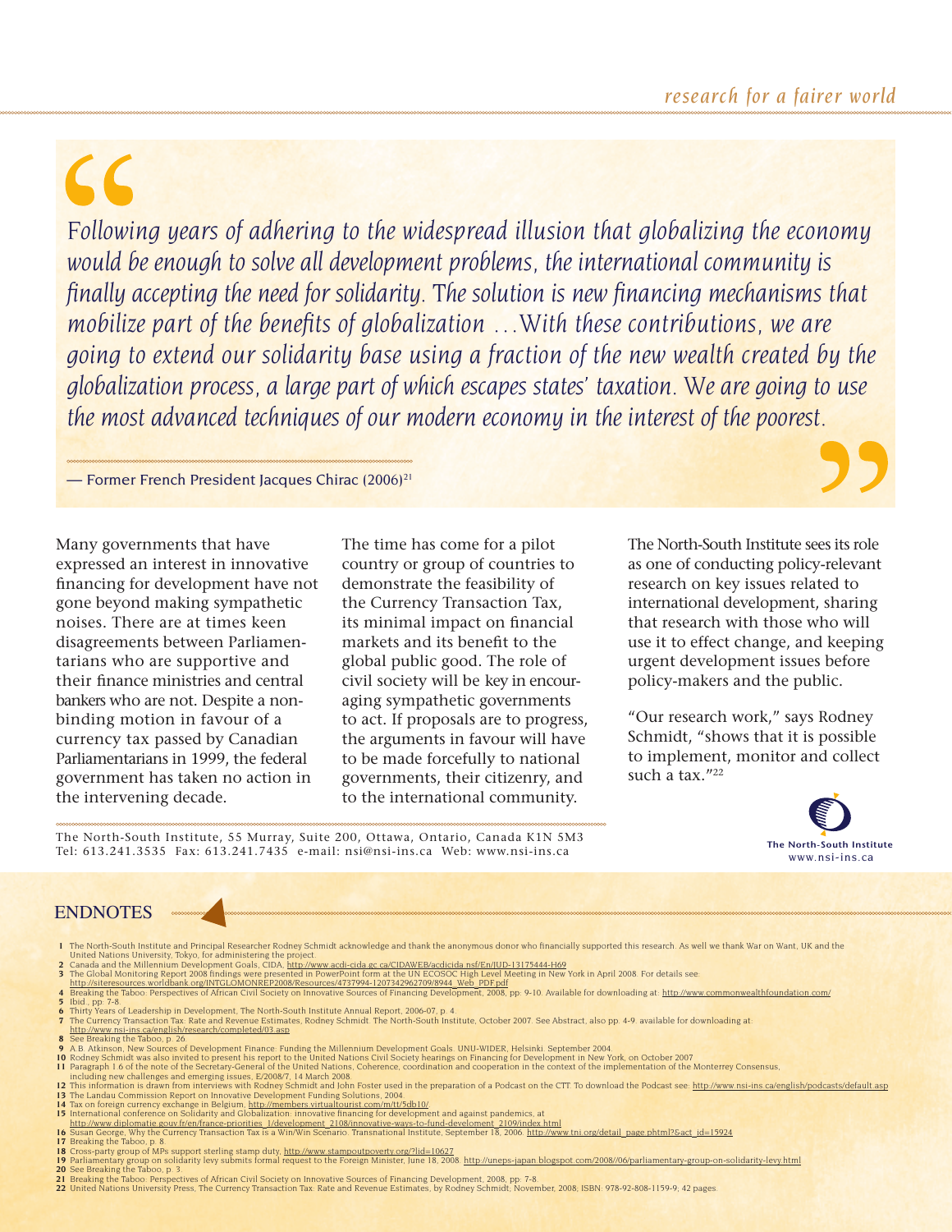> *Following years of adhering to the widespread illusion that globalizing the economy would be enough to solve all development problems, the international community is finally accepting the need for solidarity. The solution is new financing mechanisms that mobilize part of the benefits of globalization …With these contributions, we are going to extend our solidarity base using a fraction of the new wealth created by the globalization process, a large part of which escapes states' taxation. We are going to use the most advanced techniques of our modern economy in the interest of the poorest.*
>
> — Former French President Jacques Chirac (2006)[21]

Many governments that have expressed an interest in innovative financing for development have not gone beyond making sympathetic noises. There are at times keen disagreements between Parliamentarians who are supportive and their finance ministries and central bankers who are not. Despite a non-binding motion in favour of a currency tax passed by Canadian Parliamentarians in 1999, the federal government has taken no action in the intervening decade.

The time has come for a pilot country or group of countries to demonstrate the feasibility of the Currency Transaction Tax, its minimal impact on financial markets and its benefit to the global public good. The role of civil society will be key in encouraging sympathetic governments to act. If proposals are to progress, the arguments in favour will have to be made forcefully to national governments, their citizenry, and to the international community.

The North-South Institute sees its role as one of conducting policy-relevant research on key issues related to international development, sharing that research with those who will use it to effect change, and keeping urgent development issues before policy-makers and the public.

"Our research work," says Rodney Schmidt, "shows that it is possible to implement, monitor and collect such a tax."[22]

The North-South Institute, 55 Murray, Suite 200, Ottawa, Ontario, Canada K1N 5M3
Tel: 613.241.3535 Fax: 613.241.7435 e-mail: nsi@nsi-ins.ca Web: www.nsi-ins.ca

The North-South Institute
www.nsi-ins.ca

## ENDNOTES

1. The North-South Institute and Principal Researcher Rodney Schmidt acknowledge and thank the anonymous donor who financially supported this research. As well we thank War on Want, UK and the United Nations University, Tokyo, for administering the project.
2. Canada and the Millennium Development Goals, CIDA, http://www.acdi-cida.gc.ca/CIDAWEB/acdicida.nsf/En/JUD-13175444-H69
3. The Global Monitoring Report 2008 findings were presented in PowerPoint form at the UN ECOSOC High Level Meeting in New York in April 2008. For details see: http://siteresources.worldbank.org/INTGLOMONREP2008/Resources/4737994-1207342962709/8944_Web_PDF.pdf
4. Breaking the Taboo: Perspectives of African Civil Society on Innovative Sources of Financing Development, 2008, pp: 9-10. Available for downloading at: http://www.commonwealthfoundation.com/
5. Ibid., pp: 7-8.
6. Thirty Years of Leadership in Development, The North-South Institute Annual Report, 2006-07, p. 4.
7. The Currency Transaction Tax: Rate and Revenue Estimates, Rodney Schmidt. The North-South Institute, October 2007. See Abstract, also pp. 4-9. available for downloading at: http://www.nsi-ins.ca/english/research/completed/03.asp
8. See Breaking the Taboo, p. 26.
9. A.B. Atkinson, New Sources of Development Finance: Funding the Millennium Development Goals. UNU-WIDER, Helsinki. September 2004.
10. Rodney Schmidt was also invited to present his report to the United Nations Civil Society hearings on Financing for Development in New York, on October 2007.
11. Paragraph 1.6 of the note of the Secretary-General of the United Nations, Coherence, coordination and cooperation in the context of the implementation of the Monterrey Consensus, including new challenges and emerging issues, E/2008/7, 14 March 2008.
12. This information is drawn from interviews with Rodney Schmidt and John Foster used in the preparation of a Podcast on the CTT. To download the Podcast see: http://www.nsi-ins.ca/english/podcasts/default.asp
13. The Landau Commission Report on Innovative Development Funding Solutions, 2004.
14. Tax on foreign currency exchange in Belgium, http://members.virtualtourist.com/m/tt/5db10/
15. International conference on Solidarity and Globalization: innovative financing for development and against pandemics, at http://www.diplomatie.gouv.fr/en/france-priorities_1/development_2108/innovative-ways-to-fund-develoment_2109/index.html
16. Susan George, Why the Currency Transaction Tax is a Win/Win Scenario. Transnational Institute, September 18, 2006. http://www.tni.org/detail_page.phtml?&act_id=15924
17. Breaking the Taboo, p. 8.
18. Cross-party group of MPs support sterling stamp duty, http://www.stampoutpoverty.org/?lid=10627
19. Parliamentary group on solidarity levy submits formal request to the Foreign Minister, June 18, 2008. http://uneps-japan.blogspot.com/2008//06/parliamentary-group-on-solidarity-levy.html
20. See Breaking the Taboo, p. 3.
21. Breaking the Taboo: Perspectives of African Civil Society on Innovative Sources of Financing Development, 2008, pp: 7-8.
22. United Nations University Press, The Currency Transaction Tax: Rate and Revenue Estimates, by Rodney Schmidt; November, 2008; ISBN: 978-92-808-1159-9, 42 pages.